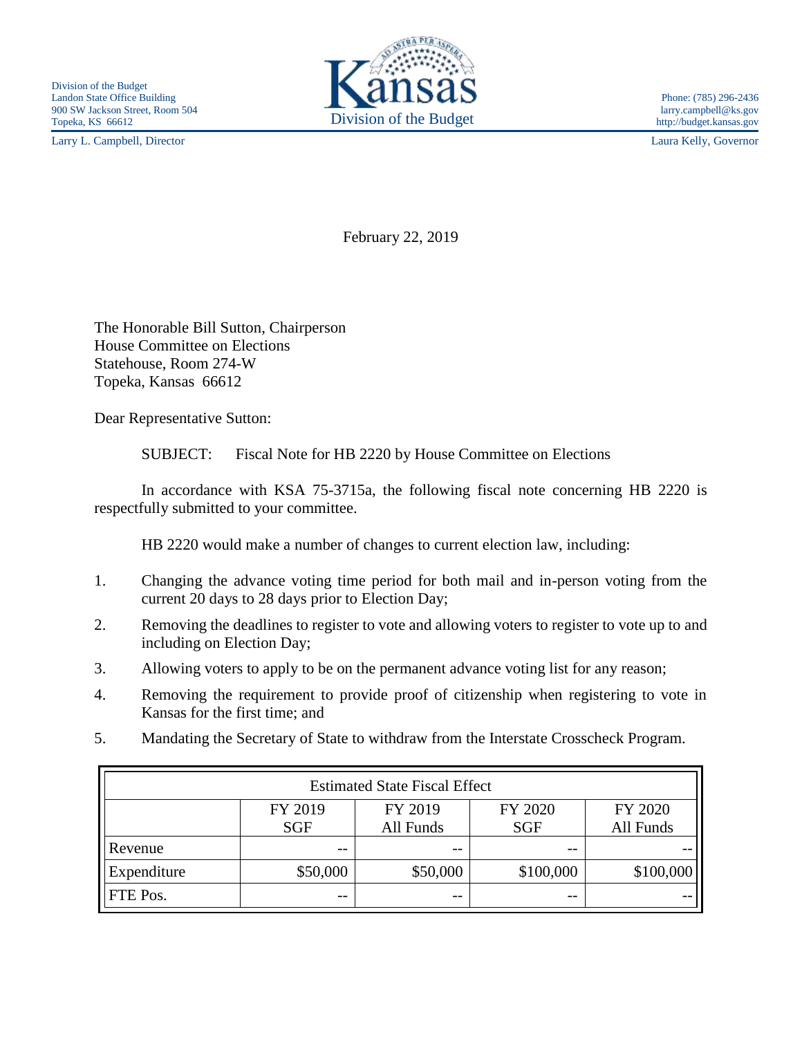Division of the Budget
Landon State Office Building
900 SW Jackson Street, Room 504
Topeka, KS 66612

Kansas
Division of the Budget

Phone: (785) 296-2436
larry.campbell@ks.gov
http://budget.kansas.gov

Larry L. Campbell, Director

Laura Kelly, Governor

February 22, 2019

The Honorable Bill Sutton, Chairperson
House Committee on Elections
Statehouse, Room 274-W
Topeka, Kansas 66612

Dear Representative Sutton:

SUBJECT: Fiscal Note for HB 2220 by House Committee on Elections

In accordance with KSA 75-3715a, the following fiscal note concerning HB 2220 is respectfully submitted to your committee.

HB 2220 would make a number of changes to current election law, including:

1. Changing the advance voting time period for both mail and in-person voting from the current 20 days to 28 days prior to Election Day;
2. Removing the deadlines to register to vote and allowing voters to register to vote up to and including on Election Day;
3. Allowing voters to apply to be on the permanent advance voting list for any reason;
4. Removing the requirement to provide proof of citizenship when registering to vote in Kansas for the first time; and
5. Mandating the Secretary of State to withdraw from the Interstate Crosscheck Program.

| Estimated State Fiscal Effect | | | | |
|---|---|---|---|---|
| | FY 2019 SGF | FY 2019 All Funds | FY 2020 SGF | FY 2020 All Funds |
| Revenue | -- | -- | -- | -- |
| Expenditure | $50,000 | $50,000 | $100,000 | $100,000 |
| FTE Pos. | -- | -- | -- | -- |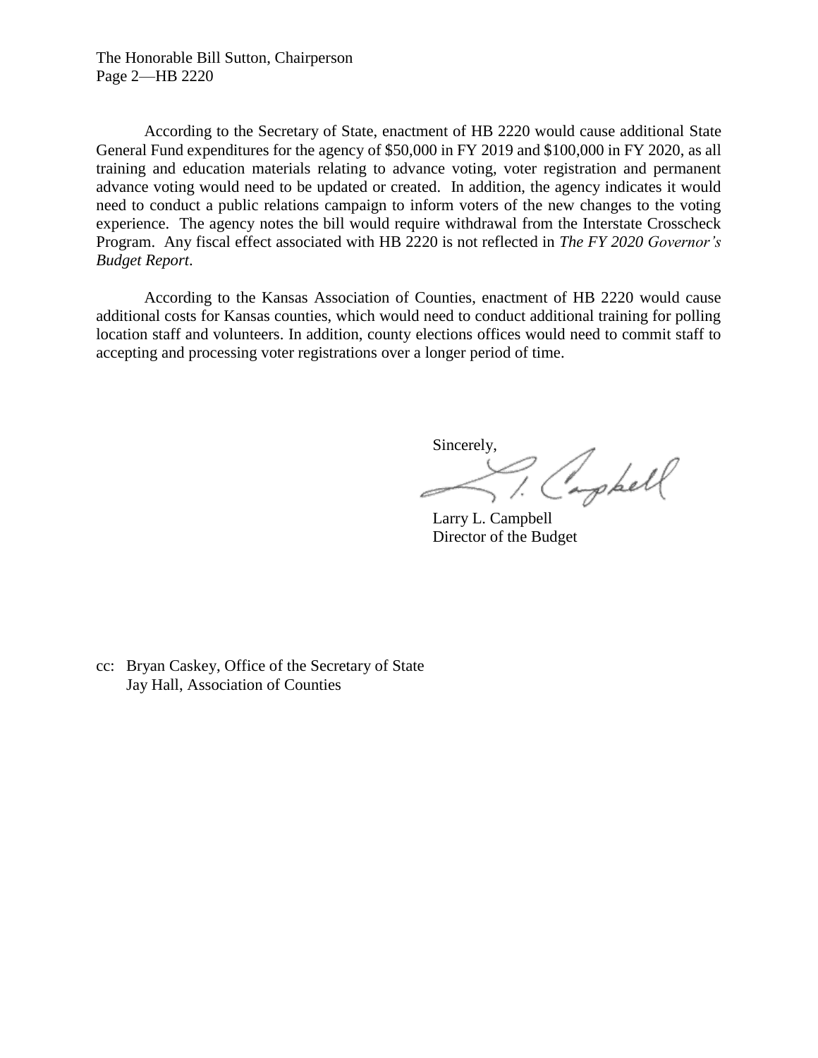According to the Secretary of State, enactment of HB 2220 would cause additional State General Fund expenditures for the agency of $50,000 in FY 2019 and $100,000 in FY 2020, as all training and education materials relating to advance voting, voter registration and permanent advance voting would need to be updated or created. In addition, the agency indicates it would need to conduct a public relations campaign to inform voters of the new changes to the voting experience. The agency notes the bill would require withdrawal from the Interstate Crosscheck Program. Any fiscal effect associated with HB 2220 is not reflected in *The FY 2020 Governor's Budget Report*.

According to the Kansas Association of Counties, enactment of HB 2220 would cause additional costs for Kansas counties, which would need to conduct additional training for polling location staff and volunteers. In addition, county elections offices would need to commit staff to accepting and processing voter registrations over a longer period of time.

Sincerely,

Larry L. Campbell
Director of the Budget

cc: Bryan Caskey, Office of the Secretary of State
Jay Hall, Association of Counties